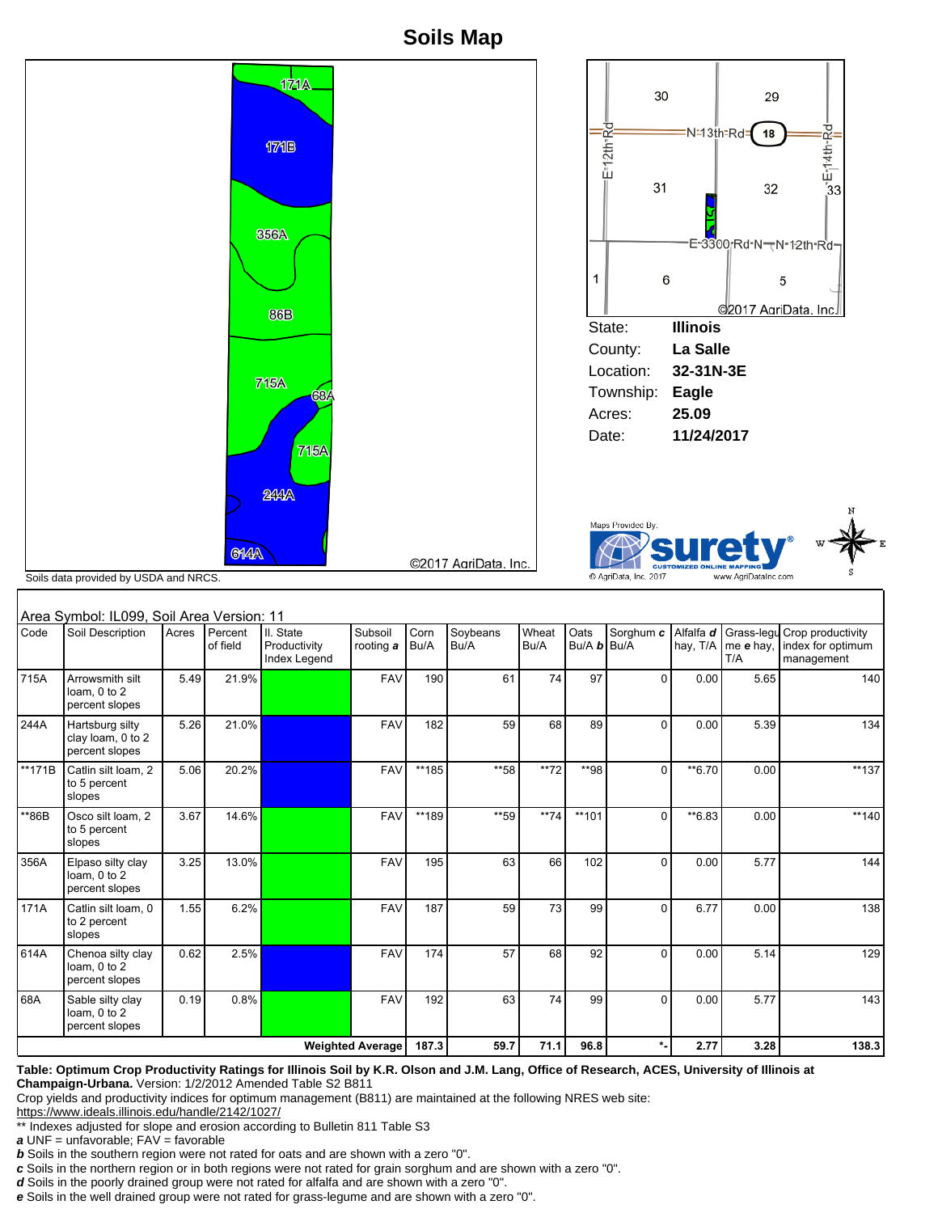# Soils Map

171A

171B

356A

86B

715A

68A

715A

244A

614A

©2017 AgriData, Inc.

Soils data provided by USDA and NRCS.

30 | 29 | N 13th Rd | 18 | E 12th Rd | E 14th Rd | 31 | 32 | 33 | E 3300 Rd N | N 12th Rd | 1 | 6 | 5

©2017 AgriData, Inc.

| | |
|---|---|
| State: | **Illinois** |
| County: | **La Salle** |
| Location: | **32-31N-3E** |
| Township: | **Eagle** |
| Acres: | **25.09** |
| Date: | **11/24/2017** |

Maps Provided By: surety® CUSTOMIZED ONLINE MAPPING © AgriData, Inc. 2017 www.AgriDataInc.com

Area Symbol: IL099, Soil Area Version: 11

| Code | Soil Description | Acres | Percent of field | Il. State Productivity Index Legend | Subsoil rooting *a* | Corn Bu/A | Soybeans Bu/A | Wheat Bu/A | Oats Bu/A *b* | Sorghum *c* Bu/A | Alfalfa *d* hay, T/A | Grass-legume *e* hay, T/A | Crop productivity index for optimum management |
|---|---|---|---|---|---|---|---|---|---|---|---|---|---|
| 715A | Arrowsmith silt loam, 0 to 2 percent slopes | 5.49 | 21.9% | | FAV | 190 | 61 | 74 | 97 | 0 | 0.00 | 5.65 | 140 |
| 244A | Hartsburg silty clay loam, 0 to 2 percent slopes | 5.26 | 21.0% | | FAV | 182 | 59 | 68 | 89 | 0 | 0.00 | 5.39 | 134 |
| **171B | Catlin silt loam, 2 to 5 percent slopes | 5.06 | 20.2% | | FAV | **185 | **58 | **72 | **98 | 0 | **6.70 | 0.00 | **137 |
| **86B | Osco silt loam, 2 to 5 percent slopes | 3.67 | 14.6% | | FAV | **189 | **59 | **74 | **101 | 0 | **6.83 | 0.00 | **140 |
| 356A | Elpaso silty clay loam, 0 to 2 percent slopes | 3.25 | 13.0% | | FAV | 195 | 63 | 66 | 102 | 0 | 0.00 | 5.77 | 144 |
| 171A | Catlin silt loam, 0 to 2 percent slopes | 1.55 | 6.2% | | FAV | 187 | 59 | 73 | 99 | 0 | 6.77 | 0.00 | 138 |
| 614A | Chenoa silty clay loam, 0 to 2 percent slopes | 0.62 | 2.5% | | FAV | 174 | 57 | 68 | 92 | 0 | 0.00 | 5.14 | 129 |
| 68A | Sable silty clay loam, 0 to 2 percent slopes | 0.19 | 0.8% | | FAV | 192 | 63 | 74 | 99 | 0 | 0.00 | 5.77 | 143 |
| | | | | | **Weighted Average** | **187.3** | **59.7** | **71.1** | **96.8** | ***-** | **2.77** | **3.28** | **138.3** |

**Table: Optimum Crop Productivity Ratings for Illinois Soil by K.R. Olson and J.M. Lang, Office of Research, ACES, University of Illinois at Champaign-Urbana.** Version: 1/2/2012 Amended Table S2 B811

Crop yields and productivity indices for optimum management (B811) are maintained at the following NRES web site:
https://www.ideals.illinois.edu/handle/2142/1027/

** Indexes adjusted for slope and erosion according to Bulletin 811 Table S3

***a*** UNF = unfavorable; FAV = favorable

***b*** Soils in the southern region were not rated for oats and are shown with a zero "0".

***c*** Soils in the northern region or in both regions were not rated for grain sorghum and are shown with a zero "0".

***d*** Soils in the poorly drained group were not rated for alfalfa and are shown with a zero "0".

***e*** Soils in the well drained group were not rated for grass-legume and are shown with a zero "0".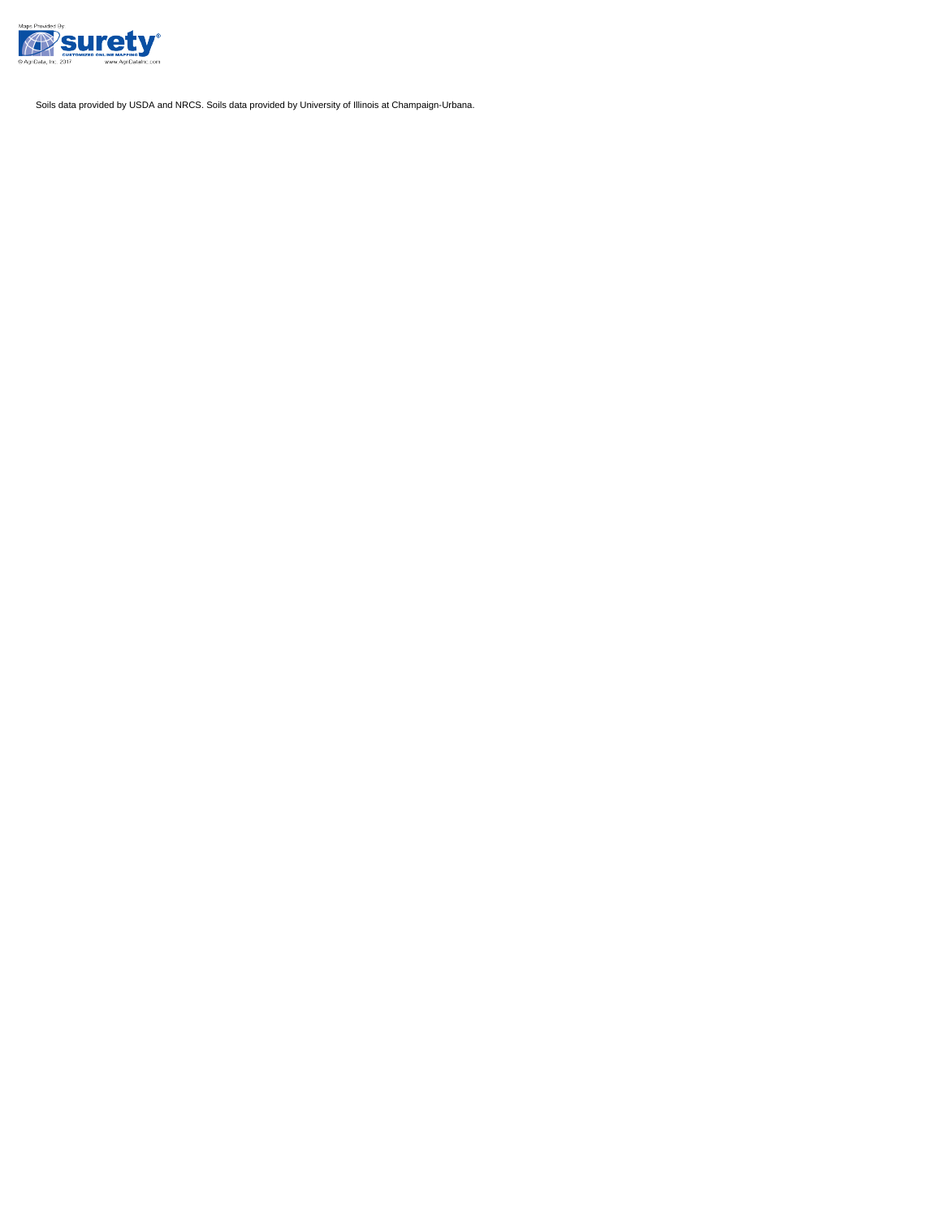Maps Provided By

surety®

CUSTOMIZED ONLINE MAPPING

© AgriData, Inc. 2017 www.AgriDataInc.com

Soils data provided by USDA and NRCS. Soils data provided by University of Illinois at Champaign-Urbana.